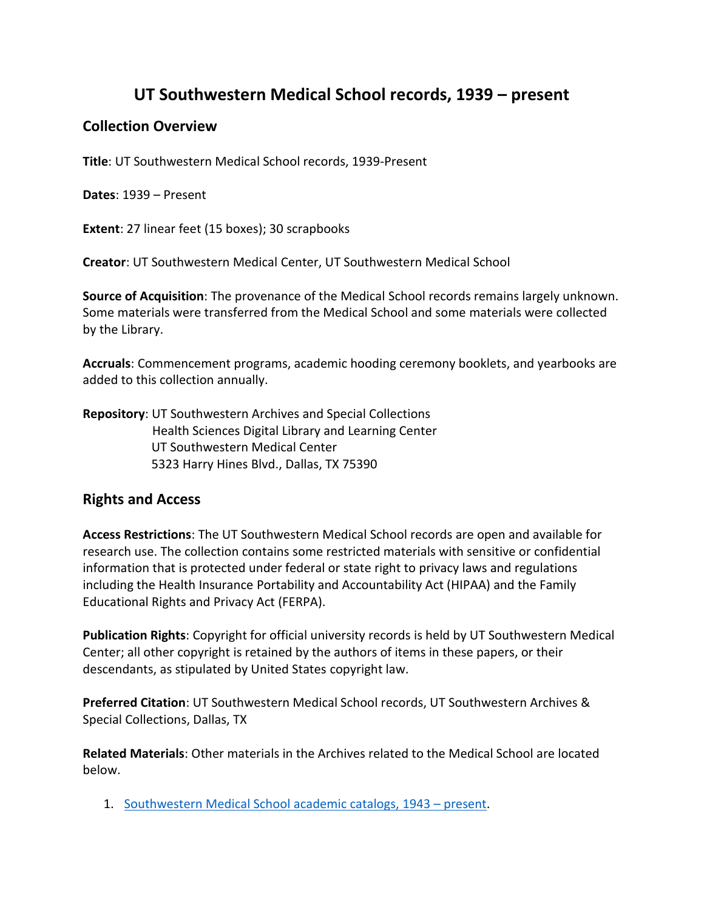# UT Southwestern Medical School records, 1939 – present

## Collection Overview

**Title**: UT Southwestern Medical School records, 1939-Present

**Dates**: 1939 – Present

**Extent**: 27 linear feet (15 boxes); 30 scrapbooks

**Creator**: UT Southwestern Medical Center, UT Southwestern Medical School

**Source of Acquisition**: The provenance of the Medical School records remains largely unknown. Some materials were transferred from the Medical School and some materials were collected by the Library.

**Accruals**: Commencement programs, academic hooding ceremony booklets, and yearbooks are added to this collection annually.

**Repository**: UT Southwestern Archives and Special Collections
Health Sciences Digital Library and Learning Center
UT Southwestern Medical Center
5323 Harry Hines Blvd., Dallas, TX 75390

## Rights and Access

**Access Restrictions**: The UT Southwestern Medical School records are open and available for research use. The collection contains some restricted materials with sensitive or confidential information that is protected under federal or state right to privacy laws and regulations including the Health Insurance Portability and Accountability Act (HIPAA) and the Family Educational Rights and Privacy Act (FERPA).

**Publication Rights**: Copyright for official university records is held by UT Southwestern Medical Center; all other copyright is retained by the authors of items in these papers, or their descendants, as stipulated by United States copyright law.

**Preferred Citation**: UT Southwestern Medical School records, UT Southwestern Archives & Special Collections, Dallas, TX

**Related Materials**: Other materials in the Archives related to the Medical School are located below.

1. Southwestern Medical School academic catalogs, 1943 – present.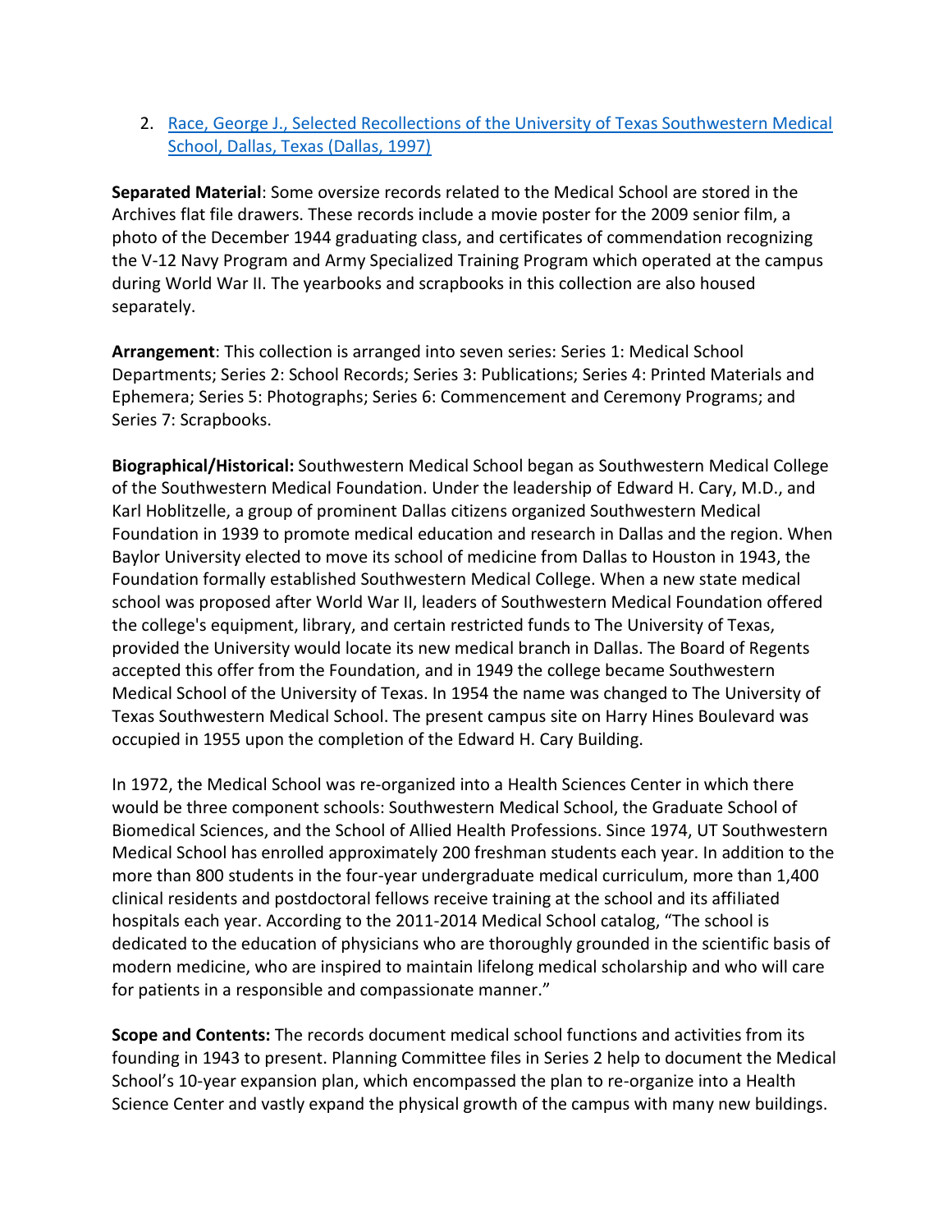2. [Race, George J., Selected Recollections of the University of Texas Southwestern Medical School, Dallas, Texas (Dallas, 1997)]

**Separated Material**: Some oversize records related to the Medical School are stored in the Archives flat file drawers. These records include a movie poster for the 2009 senior film, a photo of the December 1944 graduating class, and certificates of commendation recognizing the V-12 Navy Program and Army Specialized Training Program which operated at the campus during World War II. The yearbooks and scrapbooks in this collection are also housed separately.

**Arrangement**: This collection is arranged into seven series: Series 1: Medical School Departments; Series 2: School Records; Series 3: Publications; Series 4: Printed Materials and Ephemera; Series 5: Photographs; Series 6: Commencement and Ceremony Programs; and Series 7: Scrapbooks.

**Biographical/Historical:** Southwestern Medical School began as Southwestern Medical College of the Southwestern Medical Foundation. Under the leadership of Edward H. Cary, M.D., and Karl Hoblitzelle, a group of prominent Dallas citizens organized Southwestern Medical Foundation in 1939 to promote medical education and research in Dallas and the region. When Baylor University elected to move its school of medicine from Dallas to Houston in 1943, the Foundation formally established Southwestern Medical College. When a new state medical school was proposed after World War II, leaders of Southwestern Medical Foundation offered the college's equipment, library, and certain restricted funds to The University of Texas, provided the University would locate its new medical branch in Dallas. The Board of Regents accepted this offer from the Foundation, and in 1949 the college became Southwestern Medical School of the University of Texas. In 1954 the name was changed to The University of Texas Southwestern Medical School. The present campus site on Harry Hines Boulevard was occupied in 1955 upon the completion of the Edward H. Cary Building.

In 1972, the Medical School was re-organized into a Health Sciences Center in which there would be three component schools: Southwestern Medical School, the Graduate School of Biomedical Sciences, and the School of Allied Health Professions. Since 1974, UT Southwestern Medical School has enrolled approximately 200 freshman students each year. In addition to the more than 800 students in the four-year undergraduate medical curriculum, more than 1,400 clinical residents and postdoctoral fellows receive training at the school and its affiliated hospitals each year. According to the 2011-2014 Medical School catalog, "The school is dedicated to the education of physicians who are thoroughly grounded in the scientific basis of modern medicine, who are inspired to maintain lifelong medical scholarship and who will care for patients in a responsible and compassionate manner."

**Scope and Contents:** The records document medical school functions and activities from its founding in 1943 to present. Planning Committee files in Series 2 help to document the Medical School's 10-year expansion plan, which encompassed the plan to re-organize into a Health Science Center and vastly expand the physical growth of the campus with many new buildings.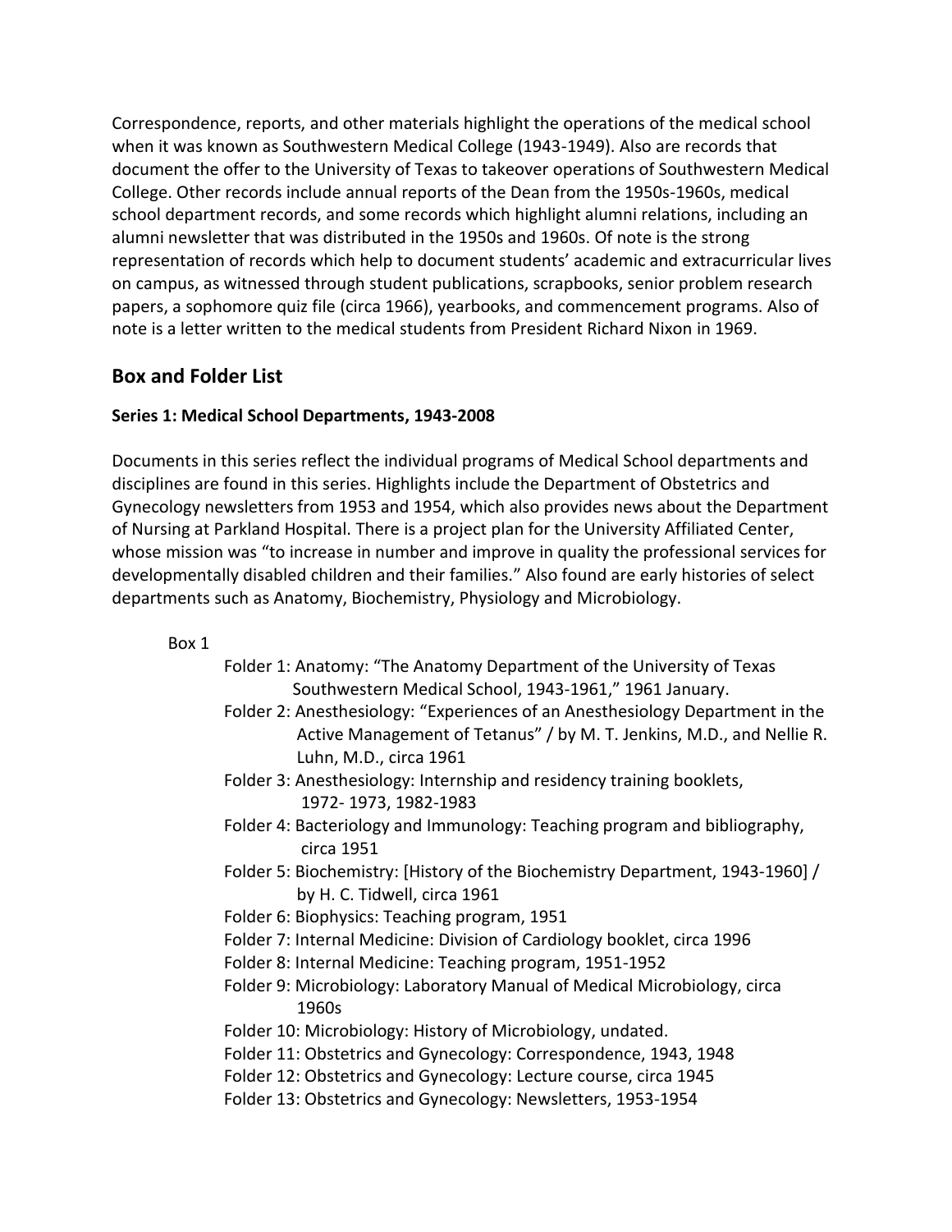Correspondence, reports, and other materials highlight the operations of the medical school when it was known as Southwestern Medical College (1943-1949). Also are records that document the offer to the University of Texas to takeover operations of Southwestern Medical College. Other records include annual reports of the Dean from the 1950s-1960s, medical school department records, and some records which highlight alumni relations, including an alumni newsletter that was distributed in the 1950s and 1960s. Of note is the strong representation of records which help to document students' academic and extracurricular lives on campus, as witnessed through student publications, scrapbooks, senior problem research papers, a sophomore quiz file (circa 1966), yearbooks, and commencement programs. Also of note is a letter written to the medical students from President Richard Nixon in 1969.

## Box and Folder List

### Series 1: Medical School Departments, 1943-2008

Documents in this series reflect the individual programs of Medical School departments and disciplines are found in this series. Highlights include the Department of Obstetrics and Gynecology newsletters from 1953 and 1954, which also provides news about the Department of Nursing at Parkland Hospital. There is a project plan for the University Affiliated Center, whose mission was "to increase in number and improve in quality the professional services for developmentally disabled children and their families." Also found are early histories of select departments such as Anatomy, Biochemistry, Physiology and Microbiology.

Box 1

- Folder 1: Anatomy: "The Anatomy Department of the University of Texas Southwestern Medical School, 1943-1961," 1961 January.
- Folder 2: Anesthesiology: "Experiences of an Anesthesiology Department in the Active Management of Tetanus" / by M. T. Jenkins, M.D., and Nellie R. Luhn, M.D., circa 1961
- Folder 3: Anesthesiology: Internship and residency training booklets, 1972- 1973, 1982-1983
- Folder 4: Bacteriology and Immunology: Teaching program and bibliography, circa 1951
- Folder 5: Biochemistry: [History of the Biochemistry Department, 1943-1960] / by H. C. Tidwell, circa 1961
- Folder 6: Biophysics: Teaching program, 1951
- Folder 7: Internal Medicine: Division of Cardiology booklet, circa 1996
- Folder 8: Internal Medicine: Teaching program, 1951-1952
- Folder 9: Microbiology: Laboratory Manual of Medical Microbiology, circa 1960s
- Folder 10: Microbiology: History of Microbiology, undated.
- Folder 11: Obstetrics and Gynecology: Correspondence, 1943, 1948
- Folder 12: Obstetrics and Gynecology: Lecture course, circa 1945
- Folder 13: Obstetrics and Gynecology: Newsletters, 1953-1954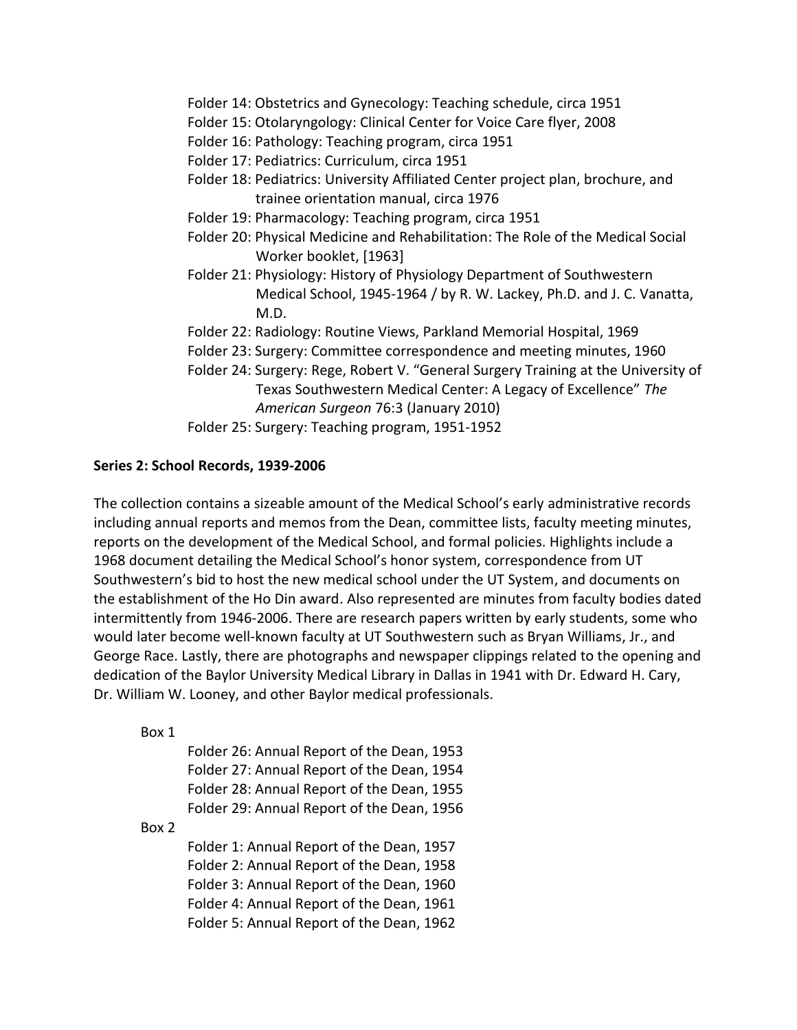Folder 14: Obstetrics and Gynecology: Teaching schedule, circa 1951
Folder 15: Otolaryngology: Clinical Center for Voice Care flyer, 2008
Folder 16: Pathology: Teaching program, circa 1951
Folder 17: Pediatrics: Curriculum, circa 1951
Folder 18: Pediatrics: University Affiliated Center project plan, brochure, and trainee orientation manual, circa 1976
Folder 19: Pharmacology: Teaching program, circa 1951
Folder 20: Physical Medicine and Rehabilitation: The Role of the Medical Social Worker booklet, [1963]
Folder 21: Physiology: History of Physiology Department of Southwestern Medical School, 1945-1964 / by R. W. Lackey, Ph.D. and J. C. Vanatta, M.D.
Folder 22: Radiology: Routine Views, Parkland Memorial Hospital, 1969
Folder 23: Surgery: Committee correspondence and meeting minutes, 1960
Folder 24: Surgery: Rege, Robert V. "General Surgery Training at the University of Texas Southwestern Medical Center: A Legacy of Excellence" *The American Surgeon* 76:3 (January 2010)
Folder 25: Surgery: Teaching program, 1951-1952

**Series 2: School Records, 1939-2006**

The collection contains a sizeable amount of the Medical School's early administrative records including annual reports and memos from the Dean, committee lists, faculty meeting minutes, reports on the development of the Medical School, and formal policies. Highlights include a 1968 document detailing the Medical School's honor system, correspondence from UT Southwestern's bid to host the new medical school under the UT System, and documents on the establishment of the Ho Din award. Also represented are minutes from faculty bodies dated intermittently from 1946-2006. There are research papers written by early students, some who would later become well-known faculty at UT Southwestern such as Bryan Williams, Jr., and George Race. Lastly, there are photographs and newspaper clippings related to the opening and dedication of the Baylor University Medical Library in Dallas in 1941 with Dr. Edward H. Cary, Dr. William W. Looney, and other Baylor medical professionals.

Box 1

Folder 26: Annual Report of the Dean, 1953
Folder 27: Annual Report of the Dean, 1954
Folder 28: Annual Report of the Dean, 1955
Folder 29: Annual Report of the Dean, 1956

Box 2

Folder 1: Annual Report of the Dean, 1957
Folder 2: Annual Report of the Dean, 1958
Folder 3: Annual Report of the Dean, 1960
Folder 4: Annual Report of the Dean, 1961
Folder 5: Annual Report of the Dean, 1962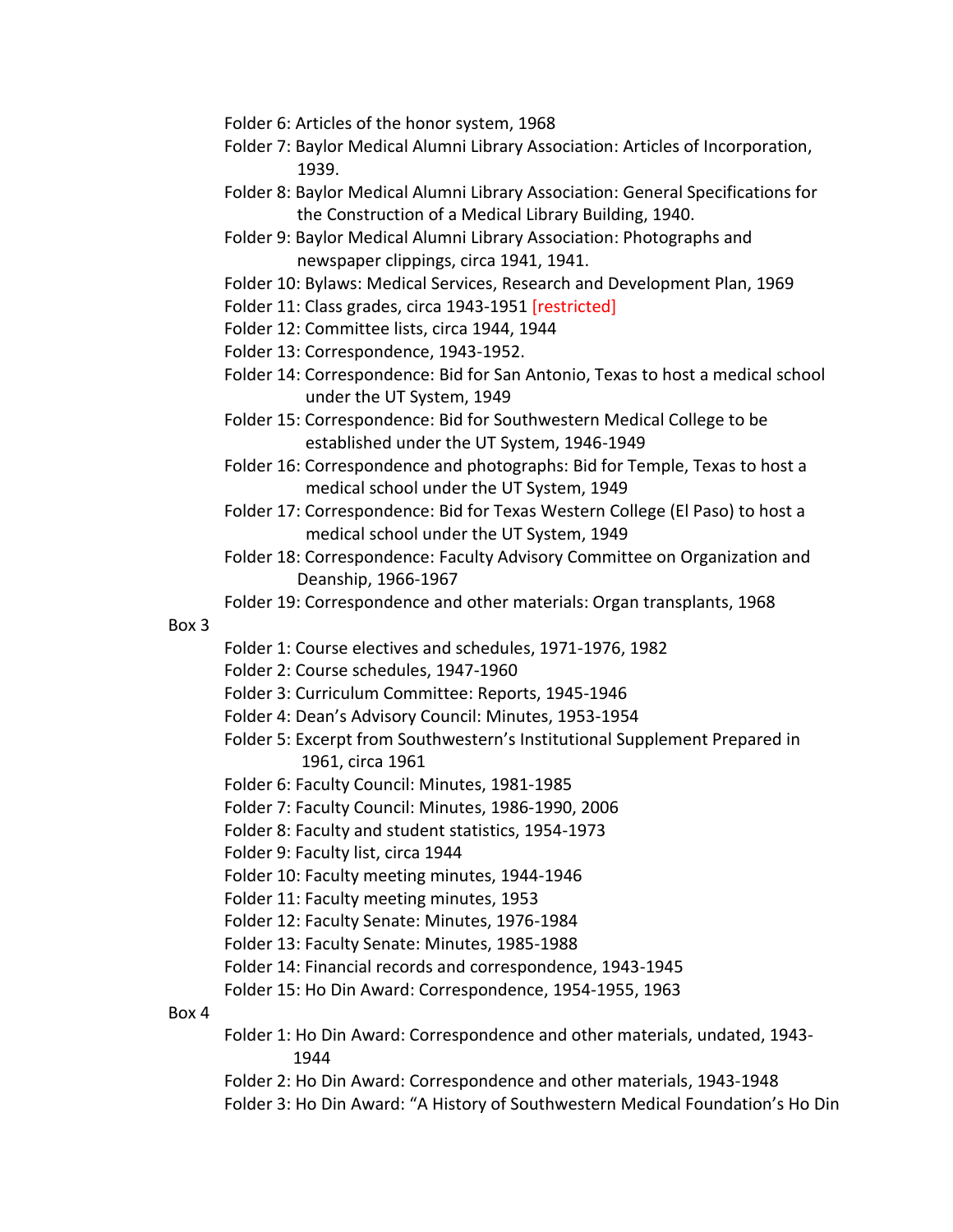Folder 6: Articles of the honor system, 1968

Folder 7: Baylor Medical Alumni Library Association: Articles of Incorporation, 1939.

Folder 8: Baylor Medical Alumni Library Association: General Specifications for the Construction of a Medical Library Building, 1940.

Folder 9: Baylor Medical Alumni Library Association: Photographs and newspaper clippings, circa 1941, 1941.

Folder 10: Bylaws: Medical Services, Research and Development Plan, 1969

Folder 11: Class grades, circa 1943-1951 [restricted]

Folder 12: Committee lists, circa 1944, 1944

Folder 13: Correspondence, 1943-1952.

Folder 14: Correspondence: Bid for San Antonio, Texas to host a medical school under the UT System, 1949

Folder 15: Correspondence: Bid for Southwestern Medical College to be established under the UT System, 1946-1949

Folder 16: Correspondence and photographs: Bid for Temple, Texas to host a medical school under the UT System, 1949

Folder 17: Correspondence: Bid for Texas Western College (El Paso) to host a medical school under the UT System, 1949

Folder 18: Correspondence: Faculty Advisory Committee on Organization and Deanship, 1966-1967

Folder 19: Correspondence and other materials: Organ transplants, 1968

Box 3

Folder 1: Course electives and schedules, 1971-1976, 1982

Folder 2: Course schedules, 1947-1960

Folder 3: Curriculum Committee: Reports, 1945-1946

Folder 4: Dean's Advisory Council: Minutes, 1953-1954

Folder 5: Excerpt from Southwestern's Institutional Supplement Prepared in 1961, circa 1961

Folder 6: Faculty Council: Minutes, 1981-1985

Folder 7: Faculty Council: Minutes, 1986-1990, 2006

Folder 8: Faculty and student statistics, 1954-1973

Folder 9: Faculty list, circa 1944

Folder 10: Faculty meeting minutes, 1944-1946

Folder 11: Faculty meeting minutes, 1953

Folder 12: Faculty Senate: Minutes, 1976-1984

Folder 13: Faculty Senate: Minutes, 1985-1988

Folder 14: Financial records and correspondence, 1943-1945

Folder 15: Ho Din Award: Correspondence, 1954-1955, 1963

Box 4

Folder 1: Ho Din Award: Correspondence and other materials, undated, 1943-1944

Folder 2: Ho Din Award: Correspondence and other materials, 1943-1948

Folder 3: Ho Din Award: "A History of Southwestern Medical Foundation's Ho Din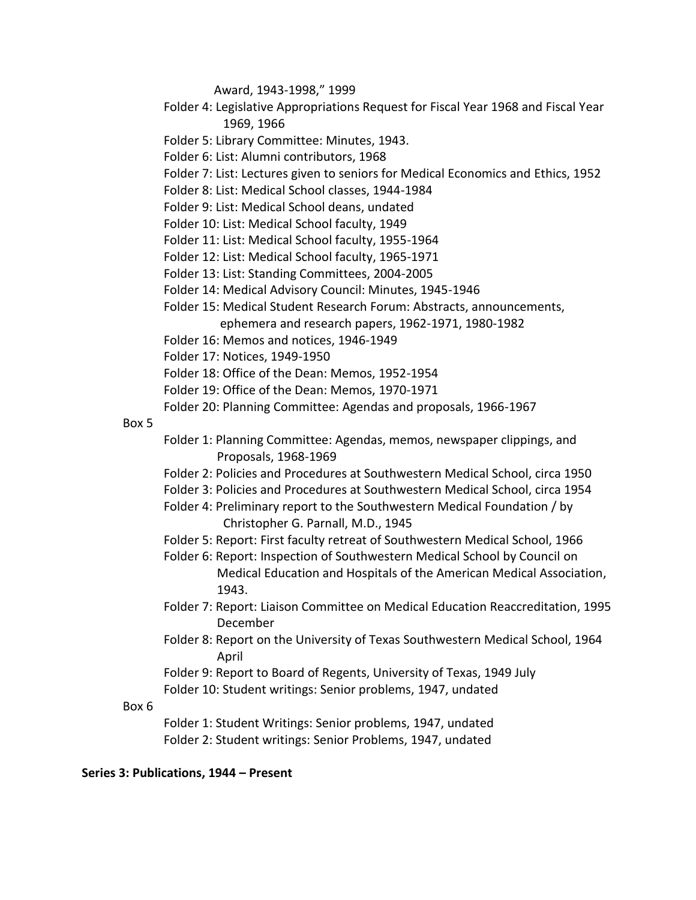Award, 1943-1998," 1999

- Folder 4: Legislative Appropriations Request for Fiscal Year 1968 and Fiscal Year 1969, 1966
- Folder 5: Library Committee: Minutes, 1943.
- Folder 6: List: Alumni contributors, 1968
- Folder 7: List: Lectures given to seniors for Medical Economics and Ethics, 1952
- Folder 8: List: Medical School classes, 1944-1984
- Folder 9: List: Medical School deans, undated
- Folder 10: List: Medical School faculty, 1949
- Folder 11: List: Medical School faculty, 1955-1964
- Folder 12: List: Medical School faculty, 1965-1971
- Folder 13: List: Standing Committees, 2004-2005
- Folder 14: Medical Advisory Council: Minutes, 1945-1946
- Folder 15: Medical Student Research Forum: Abstracts, announcements, ephemera and research papers, 1962-1971, 1980-1982
- Folder 16: Memos and notices, 1946-1949
- Folder 17: Notices, 1949-1950
- Folder 18: Office of the Dean: Memos, 1952-1954
- Folder 19: Office of the Dean: Memos, 1970-1971
- Folder 20: Planning Committee: Agendas and proposals, 1966-1967

Box 5

- Folder 1: Planning Committee: Agendas, memos, newspaper clippings, and Proposals, 1968-1969
- Folder 2: Policies and Procedures at Southwestern Medical School, circa 1950
- Folder 3: Policies and Procedures at Southwestern Medical School, circa 1954
- Folder 4: Preliminary report to the Southwestern Medical Foundation / by Christopher G. Parnall, M.D., 1945
- Folder 5: Report: First faculty retreat of Southwestern Medical School, 1966
- Folder 6: Report: Inspection of Southwestern Medical School by Council on Medical Education and Hospitals of the American Medical Association, 1943.
- Folder 7: Report: Liaison Committee on Medical Education Reaccreditation, 1995 December
- Folder 8: Report on the University of Texas Southwestern Medical School, 1964 April
- Folder 9: Report to Board of Regents, University of Texas, 1949 July
- Folder 10: Student writings: Senior problems, 1947, undated

Box 6

- Folder 1: Student Writings: Senior problems, 1947, undated
- Folder 2: Student writings: Senior Problems, 1947, undated

**Series 3: Publications, 1944 – Present**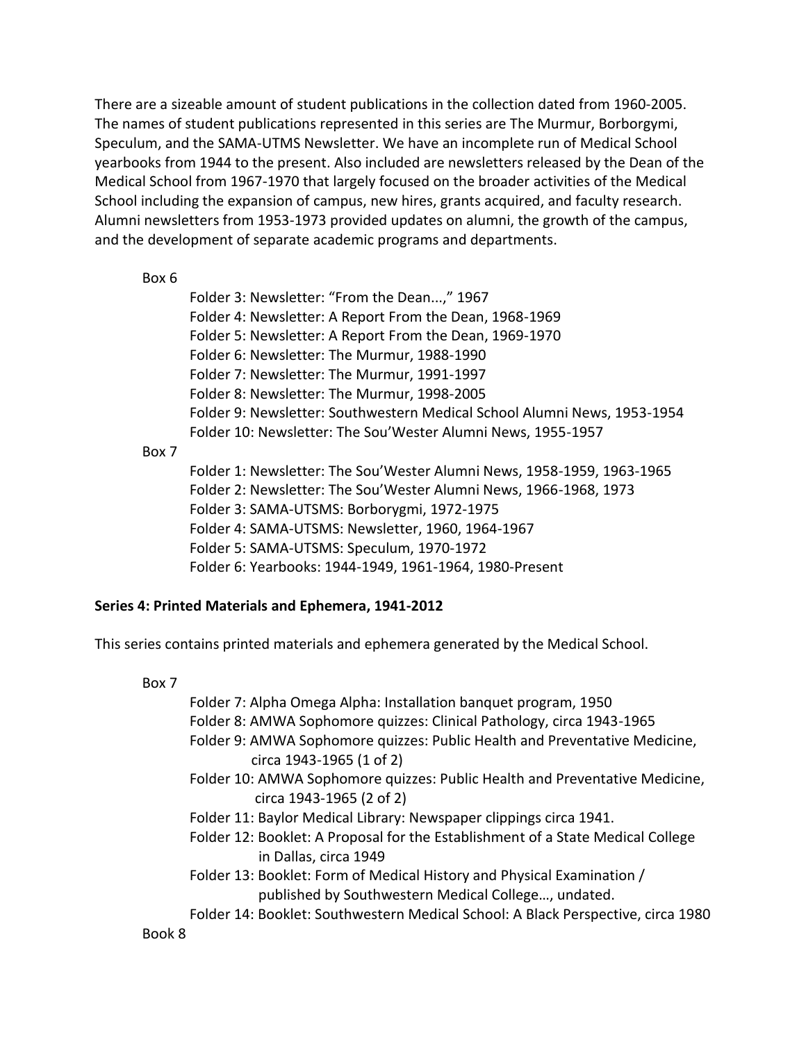There are a sizeable amount of student publications in the collection dated from 1960-2005. The names of student publications represented in this series are The Murmur, Borborgymi, Speculum, and the SAMA-UTMS Newsletter. We have an incomplete run of Medical School yearbooks from 1944 to the present. Also included are newsletters released by the Dean of the Medical School from 1967-1970 that largely focused on the broader activities of the Medical School including the expansion of campus, new hires, grants acquired, and faculty research. Alumni newsletters from 1953-1973 provided updates on alumni, the growth of the campus, and the development of separate academic programs and departments.

Box 6

- Folder 3: Newsletter: "From the Dean...," 1967
- Folder 4: Newsletter: A Report From the Dean, 1968-1969
- Folder 5: Newsletter: A Report From the Dean, 1969-1970
- Folder 6: Newsletter: The Murmur, 1988-1990
- Folder 7: Newsletter: The Murmur, 1991-1997
- Folder 8: Newsletter: The Murmur, 1998-2005
- Folder 9: Newsletter: Southwestern Medical School Alumni News, 1953-1954
- Folder 10: Newsletter: The Sou'Wester Alumni News, 1955-1957

Box 7

- Folder 1: Newsletter: The Sou'Wester Alumni News, 1958-1959, 1963-1965
- Folder 2: Newsletter: The Sou'Wester Alumni News, 1966-1968, 1973
- Folder 3: SAMA-UTSMS: Borborygmi, 1972-1975
- Folder 4: SAMA-UTSMS: Newsletter, 1960, 1964-1967
- Folder 5: SAMA-UTSMS: Speculum, 1970-1972
- Folder 6: Yearbooks: 1944-1949, 1961-1964, 1980-Present

**Series 4: Printed Materials and Ephemera, 1941-2012**

This series contains printed materials and ephemera generated by the Medical School.

Box 7

- Folder 7: Alpha Omega Alpha: Installation banquet program, 1950
- Folder 8: AMWA Sophomore quizzes: Clinical Pathology, circa 1943-1965
- Folder 9: AMWA Sophomore quizzes: Public Health and Preventative Medicine, circa 1943-1965 (1 of 2)
- Folder 10: AMWA Sophomore quizzes: Public Health and Preventative Medicine, circa 1943-1965 (2 of 2)
- Folder 11: Baylor Medical Library: Newspaper clippings circa 1941.
- Folder 12: Booklet: A Proposal for the Establishment of a State Medical College in Dallas, circa 1949
- Folder 13: Booklet: Form of Medical History and Physical Examination / published by Southwestern Medical College…, undated.
- Folder 14: Booklet: Southwestern Medical School: A Black Perspective, circa 1980

Book 8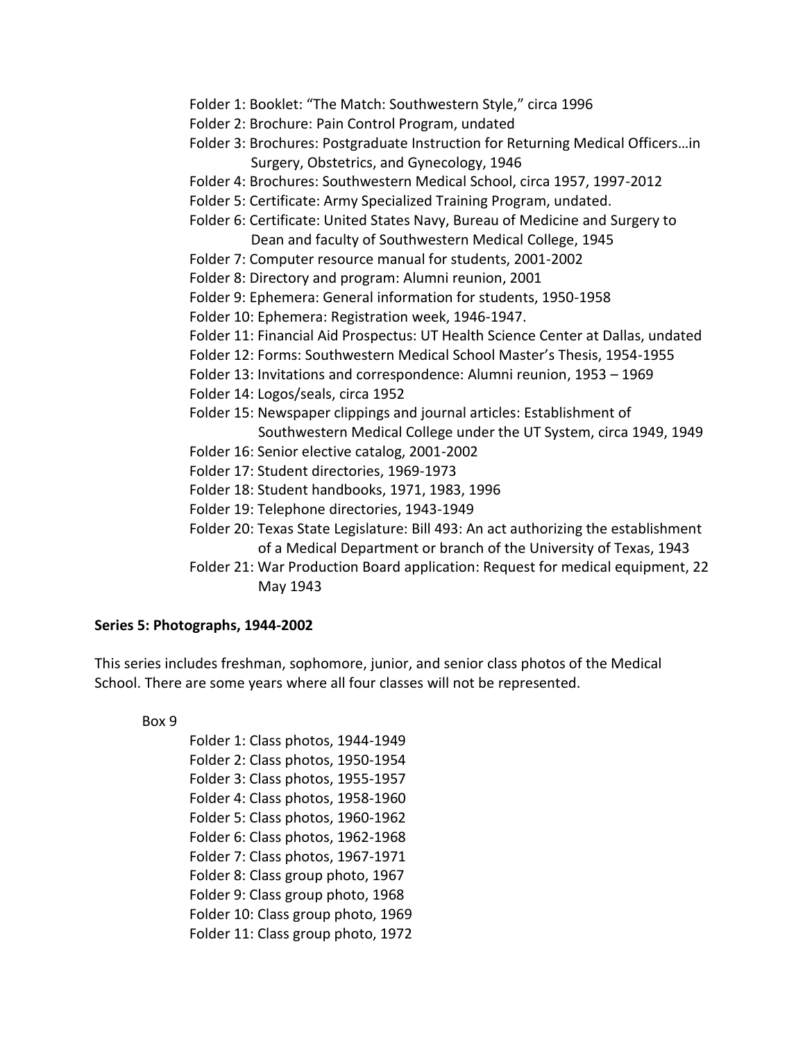Folder 1: Booklet: "The Match: Southwestern Style," circa 1996
Folder 2: Brochure: Pain Control Program, undated
Folder 3: Brochures: Postgraduate Instruction for Returning Medical Officers…in Surgery, Obstetrics, and Gynecology, 1946
Folder 4: Brochures: Southwestern Medical School, circa 1957, 1997-2012
Folder 5: Certificate: Army Specialized Training Program, undated.
Folder 6: Certificate: United States Navy, Bureau of Medicine and Surgery to Dean and faculty of Southwestern Medical College, 1945
Folder 7: Computer resource manual for students, 2001-2002
Folder 8: Directory and program: Alumni reunion, 2001
Folder 9: Ephemera: General information for students, 1950-1958
Folder 10: Ephemera: Registration week, 1946-1947.
Folder 11: Financial Aid Prospectus: UT Health Science Center at Dallas, undated
Folder 12: Forms: Southwestern Medical School Master's Thesis, 1954-1955
Folder 13: Invitations and correspondence: Alumni reunion, 1953 – 1969
Folder 14: Logos/seals, circa 1952
Folder 15: Newspaper clippings and journal articles: Establishment of Southwestern Medical College under the UT System, circa 1949, 1949
Folder 16: Senior elective catalog, 2001-2002
Folder 17: Student directories, 1969-1973
Folder 18: Student handbooks, 1971, 1983, 1996
Folder 19: Telephone directories, 1943-1949
Folder 20: Texas State Legislature: Bill 493: An act authorizing the establishment of a Medical Department or branch of the University of Texas, 1943
Folder 21: War Production Board application: Request for medical equipment, 22 May 1943

**Series 5: Photographs, 1944-2002**

This series includes freshman, sophomore, junior, and senior class photos of the Medical School. There are some years where all four classes will not be represented.

Box 9

Folder 1: Class photos, 1944-1949
Folder 2: Class photos, 1950-1954
Folder 3: Class photos, 1955-1957
Folder 4: Class photos, 1958-1960
Folder 5: Class photos, 1960-1962
Folder 6: Class photos, 1962-1968
Folder 7: Class photos, 1967-1971
Folder 8: Class group photo, 1967
Folder 9: Class group photo, 1968
Folder 10: Class group photo, 1969
Folder 11: Class group photo, 1972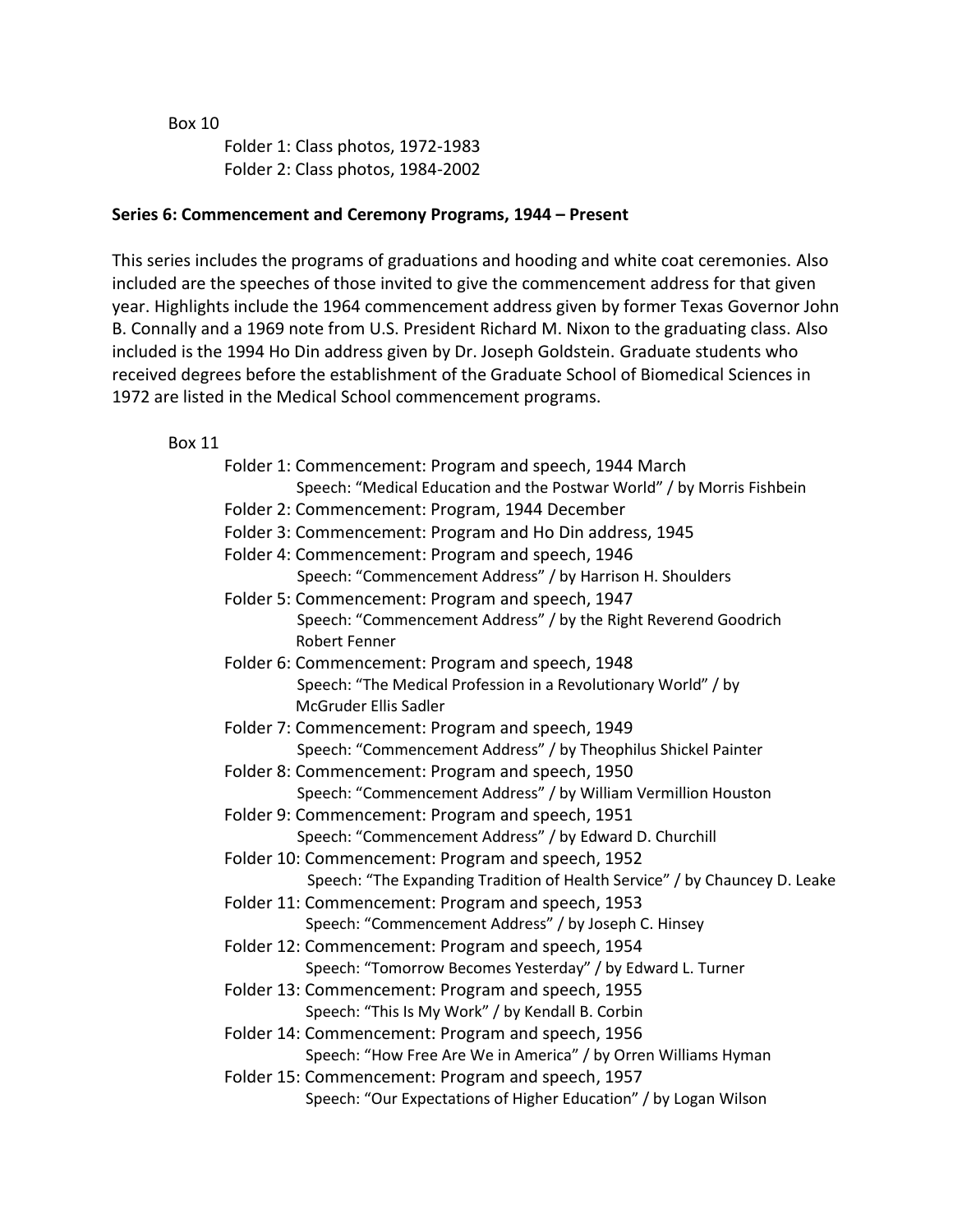Box 10

- Folder 1: Class photos, 1972-1983
- Folder 2: Class photos, 1984-2002

**Series 6: Commencement and Ceremony Programs, 1944 – Present**

This series includes the programs of graduations and hooding and white coat ceremonies. Also included are the speeches of those invited to give the commencement address for that given year. Highlights include the 1964 commencement address given by former Texas Governor John B. Connally and a 1969 note from U.S. President Richard M. Nixon to the graduating class. Also included is the 1994 Ho Din address given by Dr. Joseph Goldstein. Graduate students who received degrees before the establishment of the Graduate School of Biomedical Sciences in 1972 are listed in the Medical School commencement programs.

Box 11

- Folder 1: Commencement: Program and speech, 1944 March
  - Speech: "Medical Education and the Postwar World" / by Morris Fishbein
- Folder 2: Commencement: Program, 1944 December
- Folder 3: Commencement: Program and Ho Din address, 1945
- Folder 4: Commencement: Program and speech, 1946
  - Speech: "Commencement Address" / by Harrison H. Shoulders
- Folder 5: Commencement: Program and speech, 1947
  - Speech: "Commencement Address" / by the Right Reverend Goodrich Robert Fenner
- Folder 6: Commencement: Program and speech, 1948
  - Speech: "The Medical Profession in a Revolutionary World" / by McGruder Ellis Sadler
- Folder 7: Commencement: Program and speech, 1949
  - Speech: "Commencement Address" / by Theophilus Shickel Painter
- Folder 8: Commencement: Program and speech, 1950
  - Speech: "Commencement Address" / by William Vermillion Houston
- Folder 9: Commencement: Program and speech, 1951
  - Speech: "Commencement Address" / by Edward D. Churchill
- Folder 10: Commencement: Program and speech, 1952
  - Speech: "The Expanding Tradition of Health Service" / by Chauncey D. Leake
- Folder 11: Commencement: Program and speech, 1953
  - Speech: "Commencement Address" / by Joseph C. Hinsey
- Folder 12: Commencement: Program and speech, 1954
  - Speech: "Tomorrow Becomes Yesterday" / by Edward L. Turner
- Folder 13: Commencement: Program and speech, 1955
  - Speech: "This Is My Work" / by Kendall B. Corbin
- Folder 14: Commencement: Program and speech, 1956
  - Speech: "How Free Are We in America" / by Orren Williams Hyman
- Folder 15: Commencement: Program and speech, 1957
  - Speech: "Our Expectations of Higher Education" / by Logan Wilson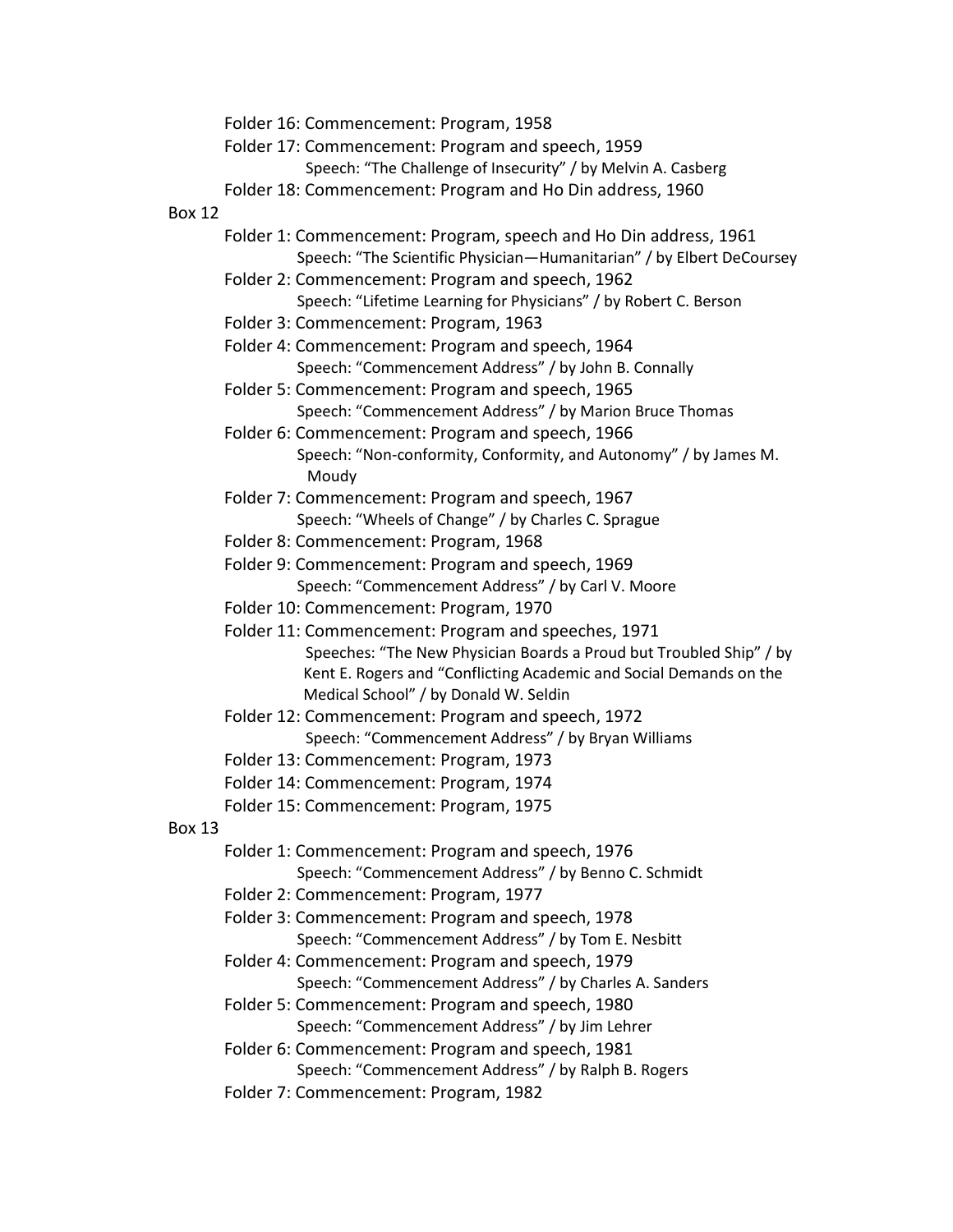- Folder 16: Commencement: Program, 1958
- Folder 17: Commencement: Program and speech, 1959
  - Speech: "The Challenge of Insecurity" / by Melvin A. Casberg
- Folder 18: Commencement: Program and Ho Din address, 1960

Box 12

- Folder 1: Commencement: Program, speech and Ho Din address, 1961
  - Speech: "The Scientific Physician—Humanitarian" / by Elbert DeCoursey
- Folder 2: Commencement: Program and speech, 1962
  - Speech: "Lifetime Learning for Physicians" / by Robert C. Berson
- Folder 3: Commencement: Program, 1963
- Folder 4: Commencement: Program and speech, 1964
  - Speech: "Commencement Address" / by John B. Connally
- Folder 5: Commencement: Program and speech, 1965
  - Speech: "Commencement Address" / by Marion Bruce Thomas
- Folder 6: Commencement: Program and speech, 1966
  - Speech: "Non-conformity, Conformity, and Autonomy" / by James M. Moudy
- Folder 7: Commencement: Program and speech, 1967
  - Speech: "Wheels of Change" / by Charles C. Sprague
- Folder 8: Commencement: Program, 1968
- Folder 9: Commencement: Program and speech, 1969
  - Speech: "Commencement Address" / by Carl V. Moore
- Folder 10: Commencement: Program, 1970
- Folder 11: Commencement: Program and speeches, 1971
  - Speeches: "The New Physician Boards a Proud but Troubled Ship" / by Kent E. Rogers and "Conflicting Academic and Social Demands on the Medical School" / by Donald W. Seldin
- Folder 12: Commencement: Program and speech, 1972
  - Speech: "Commencement Address" / by Bryan Williams
- Folder 13: Commencement: Program, 1973
- Folder 14: Commencement: Program, 1974
- Folder 15: Commencement: Program, 1975

Box 13

- Folder 1: Commencement: Program and speech, 1976
  - Speech: "Commencement Address" / by Benno C. Schmidt
- Folder 2: Commencement: Program, 1977
- Folder 3: Commencement: Program and speech, 1978
  - Speech: "Commencement Address" / by Tom E. Nesbitt
- Folder 4: Commencement: Program and speech, 1979
  - Speech: "Commencement Address" / by Charles A. Sanders
- Folder 5: Commencement: Program and speech, 1980
  - Speech: "Commencement Address" / by Jim Lehrer
- Folder 6: Commencement: Program and speech, 1981
  - Speech: "Commencement Address" / by Ralph B. Rogers
- Folder 7: Commencement: Program, 1982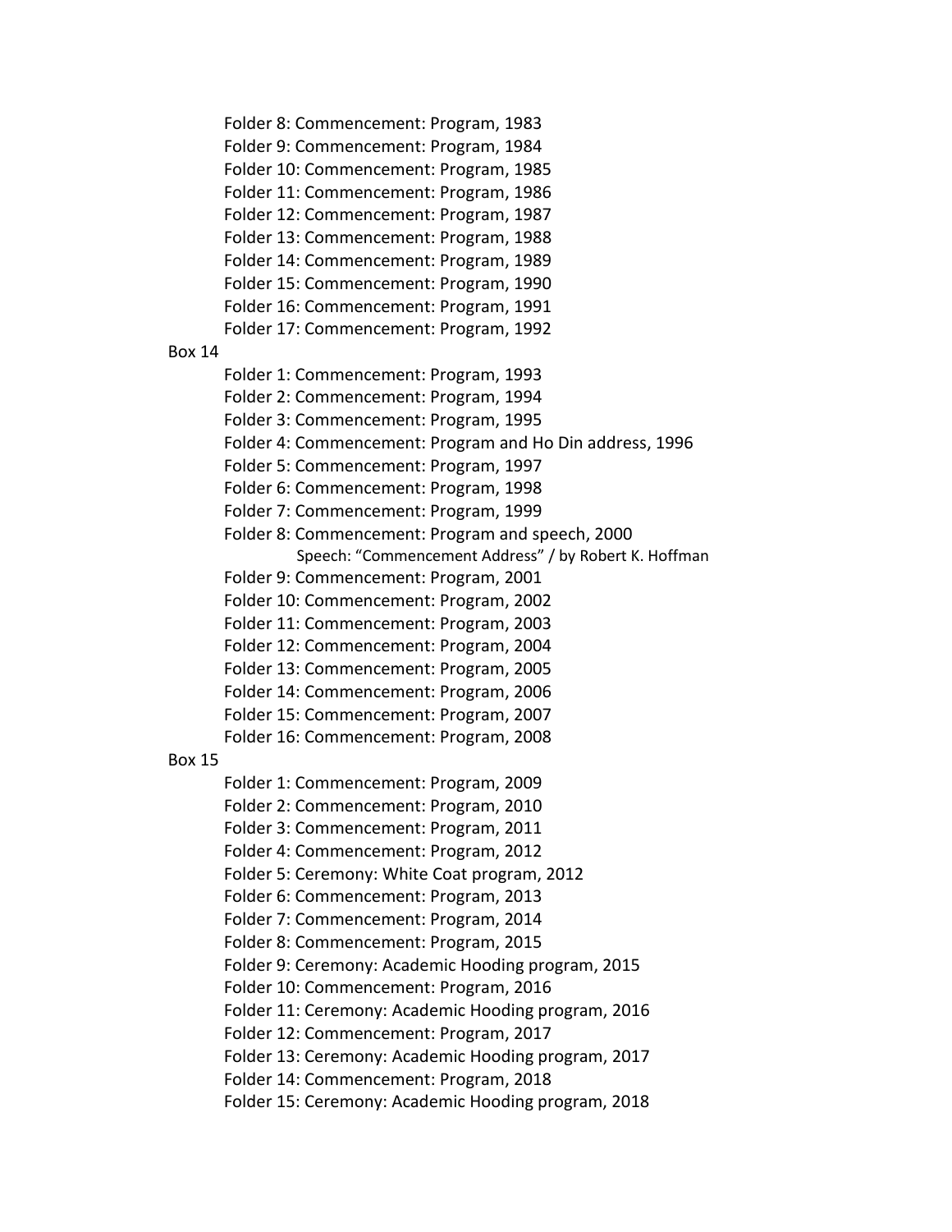- Folder 8: Commencement: Program, 1983
- Folder 9: Commencement: Program, 1984
- Folder 10: Commencement: Program, 1985
- Folder 11: Commencement: Program, 1986
- Folder 12: Commencement: Program, 1987
- Folder 13: Commencement: Program, 1988
- Folder 14: Commencement: Program, 1989
- Folder 15: Commencement: Program, 1990
- Folder 16: Commencement: Program, 1991
- Folder 17: Commencement: Program, 1992

Box 14

- Folder 1: Commencement: Program, 1993
- Folder 2: Commencement: Program, 1994
- Folder 3: Commencement: Program, 1995
- Folder 4: Commencement: Program and Ho Din address, 1996
- Folder 5: Commencement: Program, 1997
- Folder 6: Commencement: Program, 1998
- Folder 7: Commencement: Program, 1999
- Folder 8: Commencement: Program and speech, 2000
    - Speech: "Commencement Address" / by Robert K. Hoffman
- Folder 9: Commencement: Program, 2001
- Folder 10: Commencement: Program, 2002
- Folder 11: Commencement: Program, 2003
- Folder 12: Commencement: Program, 2004
- Folder 13: Commencement: Program, 2005
- Folder 14: Commencement: Program, 2006
- Folder 15: Commencement: Program, 2007
- Folder 16: Commencement: Program, 2008

Box 15

- Folder 1: Commencement: Program, 2009
- Folder 2: Commencement: Program, 2010
- Folder 3: Commencement: Program, 2011
- Folder 4: Commencement: Program, 2012
- Folder 5: Ceremony: White Coat program, 2012
- Folder 6: Commencement: Program, 2013
- Folder 7: Commencement: Program, 2014
- Folder 8: Commencement: Program, 2015
- Folder 9: Ceremony: Academic Hooding program, 2015
- Folder 10: Commencement: Program, 2016
- Folder 11: Ceremony: Academic Hooding program, 2016
- Folder 12: Commencement: Program, 2017
- Folder 13: Ceremony: Academic Hooding program, 2017
- Folder 14: Commencement: Program, 2018
- Folder 15: Ceremony: Academic Hooding program, 2018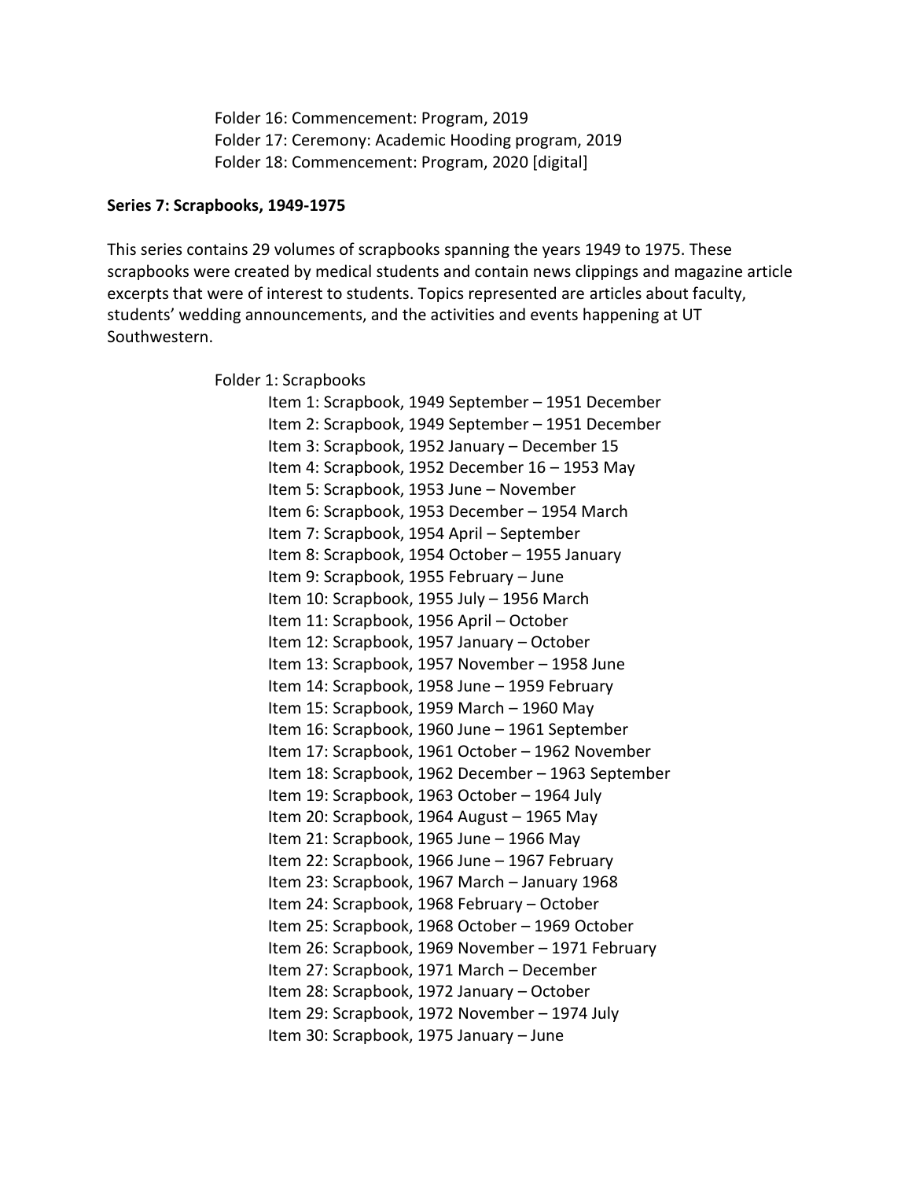Folder 16: Commencement: Program, 2019
Folder 17: Ceremony: Academic Hooding program, 2019
Folder 18: Commencement: Program, 2020 [digital]

**Series 7: Scrapbooks, 1949-1975**

This series contains 29 volumes of scrapbooks spanning the years 1949 to 1975. These scrapbooks were created by medical students and contain news clippings and magazine article excerpts that were of interest to students. Topics represented are articles about faculty, students' wedding announcements, and the activities and events happening at UT Southwestern.

Folder 1: Scrapbooks

- Item 1: Scrapbook, 1949 September – 1951 December
- Item 2: Scrapbook, 1949 September – 1951 December
- Item 3: Scrapbook, 1952 January – December 15
- Item 4: Scrapbook, 1952 December 16 – 1953 May
- Item 5: Scrapbook, 1953 June – November
- Item 6: Scrapbook, 1953 December – 1954 March
- Item 7: Scrapbook, 1954 April – September
- Item 8: Scrapbook, 1954 October – 1955 January
- Item 9: Scrapbook, 1955 February – June
- Item 10: Scrapbook, 1955 July – 1956 March
- Item 11: Scrapbook, 1956 April – October
- Item 12: Scrapbook, 1957 January – October
- Item 13: Scrapbook, 1957 November – 1958 June
- Item 14: Scrapbook, 1958 June – 1959 February
- Item 15: Scrapbook, 1959 March – 1960 May
- Item 16: Scrapbook, 1960 June – 1961 September
- Item 17: Scrapbook, 1961 October – 1962 November
- Item 18: Scrapbook, 1962 December – 1963 September
- Item 19: Scrapbook, 1963 October – 1964 July
- Item 20: Scrapbook, 1964 August – 1965 May
- Item 21: Scrapbook, 1965 June – 1966 May
- Item 22: Scrapbook, 1966 June – 1967 February
- Item 23: Scrapbook, 1967 March – January 1968
- Item 24: Scrapbook, 1968 February – October
- Item 25: Scrapbook, 1968 October – 1969 October
- Item 26: Scrapbook, 1969 November – 1971 February
- Item 27: Scrapbook, 1971 March – December
- Item 28: Scrapbook, 1972 January – October
- Item 29: Scrapbook, 1972 November – 1974 July
- Item 30: Scrapbook, 1975 January – June